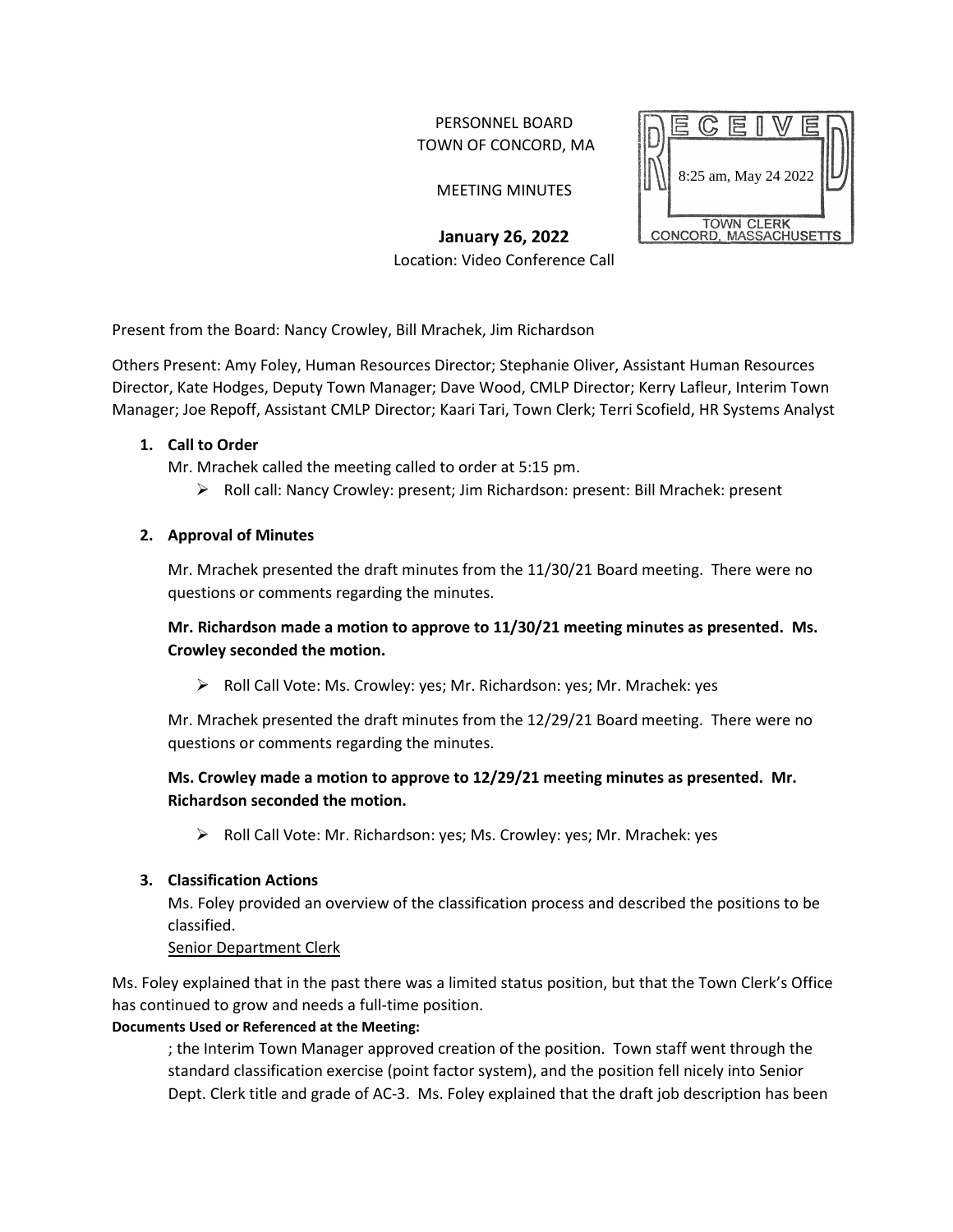PERSONNEL BOARD
TOWN OF CONCORD, MA

MEETING MINUTES

RECEIVED
8:25 am, May 24 2022
TOWN CLERK
CONCORD, MASSACHUSETTS

**January 26, 2022**
Location: Video Conference Call

Present from the Board: Nancy Crowley, Bill Mrachek, Jim Richardson

Others Present: Amy Foley, Human Resources Director; Stephanie Oliver, Assistant Human Resources Director, Kate Hodges, Deputy Town Manager; Dave Wood, CMLP Director; Kerry Lafleur, Interim Town Manager; Joe Repoff, Assistant CMLP Director; Kaari Tari, Town Clerk; Terri Scofield, HR Systems Analyst

1. **Call to Order**

   Mr. Mrachek called the meeting called to order at 5:15 pm.

   - Roll call: Nancy Crowley: present; Jim Richardson: present: Bill Mrachek: present

2. **Approval of Minutes**

   Mr. Mrachek presented the draft minutes from the 11/30/21 Board meeting. There were no questions or comments regarding the minutes.

   **Mr. Richardson made a motion to approve to 11/30/21 meeting minutes as presented. Ms. Crowley seconded the motion.**

   - Roll Call Vote: Ms. Crowley: yes; Mr. Richardson: yes; Mr. Mrachek: yes

   Mr. Mrachek presented the draft minutes from the 12/29/21 Board meeting. There were no questions or comments regarding the minutes.

   **Ms. Crowley made a motion to approve to 12/29/21 meeting minutes as presented. Mr. Richardson seconded the motion.**

   - Roll Call Vote: Mr. Richardson: yes; Ms. Crowley: yes; Mr. Mrachek: yes

3. **Classification Actions**

   Ms. Foley provided an overview of the classification process and described the positions to be classified.

   Senior Department Clerk

Ms. Foley explained that in the past there was a limited status position, but that the Town Clerk's Office has continued to grow and needs a full-time position.

**Documents Used or Referenced at the Meeting:**

; the Interim Town Manager approved creation of the position. Town staff went through the standard classification exercise (point factor system), and the position fell nicely into Senior Dept. Clerk title and grade of AC-3. Ms. Foley explained that the draft job description has been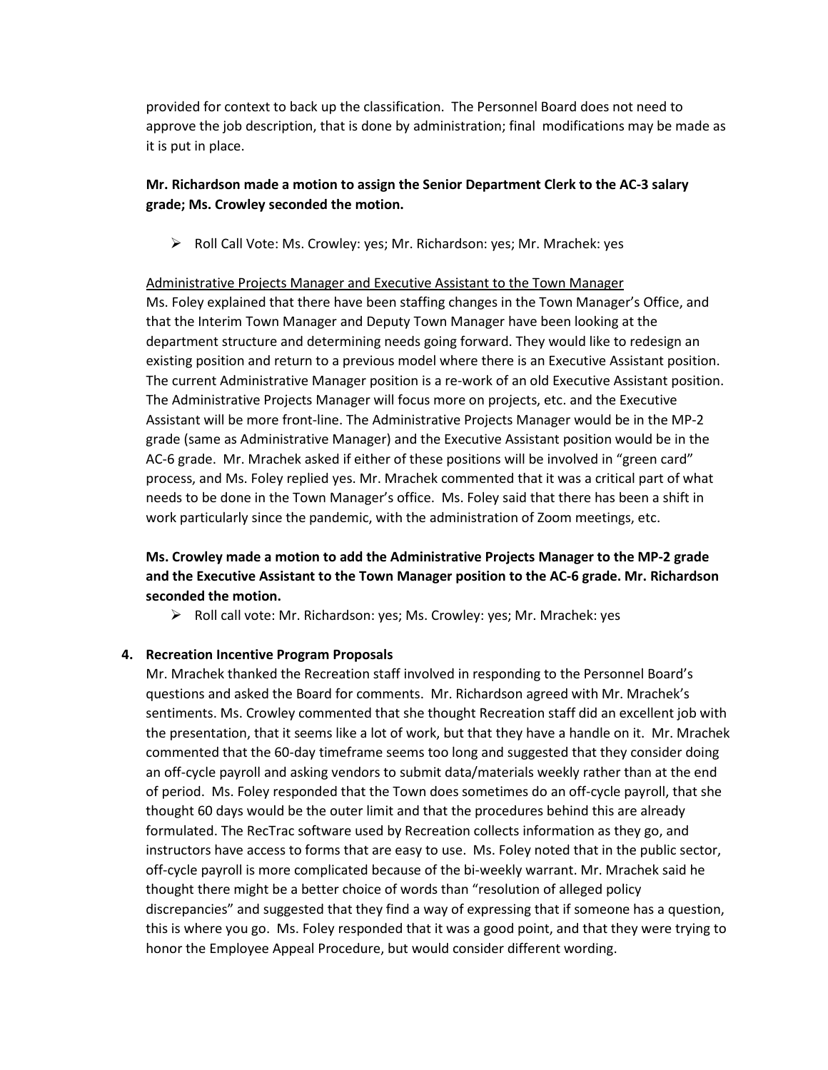provided for context to back up the classification. The Personnel Board does not need to approve the job description, that is done by administration; final modifications may be made as it is put in place.

**Mr. Richardson made a motion to assign the Senior Department Clerk to the AC-3 salary grade; Ms. Crowley seconded the motion.**

- Roll Call Vote: Ms. Crowley: yes; Mr. Richardson: yes; Mr. Mrachek: yes

Administrative Projects Manager and Executive Assistant to the Town Manager

Ms. Foley explained that there have been staffing changes in the Town Manager's Office, and that the Interim Town Manager and Deputy Town Manager have been looking at the department structure and determining needs going forward. They would like to redesign an existing position and return to a previous model where there is an Executive Assistant position. The current Administrative Manager position is a re-work of an old Executive Assistant position. The Administrative Projects Manager will focus more on projects, etc. and the Executive Assistant will be more front-line. The Administrative Projects Manager would be in the MP-2 grade (same as Administrative Manager) and the Executive Assistant position would be in the AC-6 grade. Mr. Mrachek asked if either of these positions will be involved in "green card" process, and Ms. Foley replied yes. Mr. Mrachek commented that it was a critical part of what needs to be done in the Town Manager's office. Ms. Foley said that there has been a shift in work particularly since the pandemic, with the administration of Zoom meetings, etc.

**Ms. Crowley made a motion to add the Administrative Projects Manager to the MP-2 grade and the Executive Assistant to the Town Manager position to the AC-6 grade. Mr. Richardson seconded the motion.**

- Roll call vote: Mr. Richardson: yes; Ms. Crowley: yes; Mr. Mrachek: yes

**4. Recreation Incentive Program Proposals**

Mr. Mrachek thanked the Recreation staff involved in responding to the Personnel Board's questions and asked the Board for comments. Mr. Richardson agreed with Mr. Mrachek's sentiments. Ms. Crowley commented that she thought Recreation staff did an excellent job with the presentation, that it seems like a lot of work, but that they have a handle on it. Mr. Mrachek commented that the 60-day timeframe seems too long and suggested that they consider doing an off-cycle payroll and asking vendors to submit data/materials weekly rather than at the end of period. Ms. Foley responded that the Town does sometimes do an off-cycle payroll, that she thought 60 days would be the outer limit and that the procedures behind this are already formulated. The RecTrac software used by Recreation collects information as they go, and instructors have access to forms that are easy to use. Ms. Foley noted that in the public sector, off-cycle payroll is more complicated because of the bi-weekly warrant. Mr. Mrachek said he thought there might be a better choice of words than "resolution of alleged policy discrepancies" and suggested that they find a way of expressing that if someone has a question, this is where you go. Ms. Foley responded that it was a good point, and that they were trying to honor the Employee Appeal Procedure, but would consider different wording.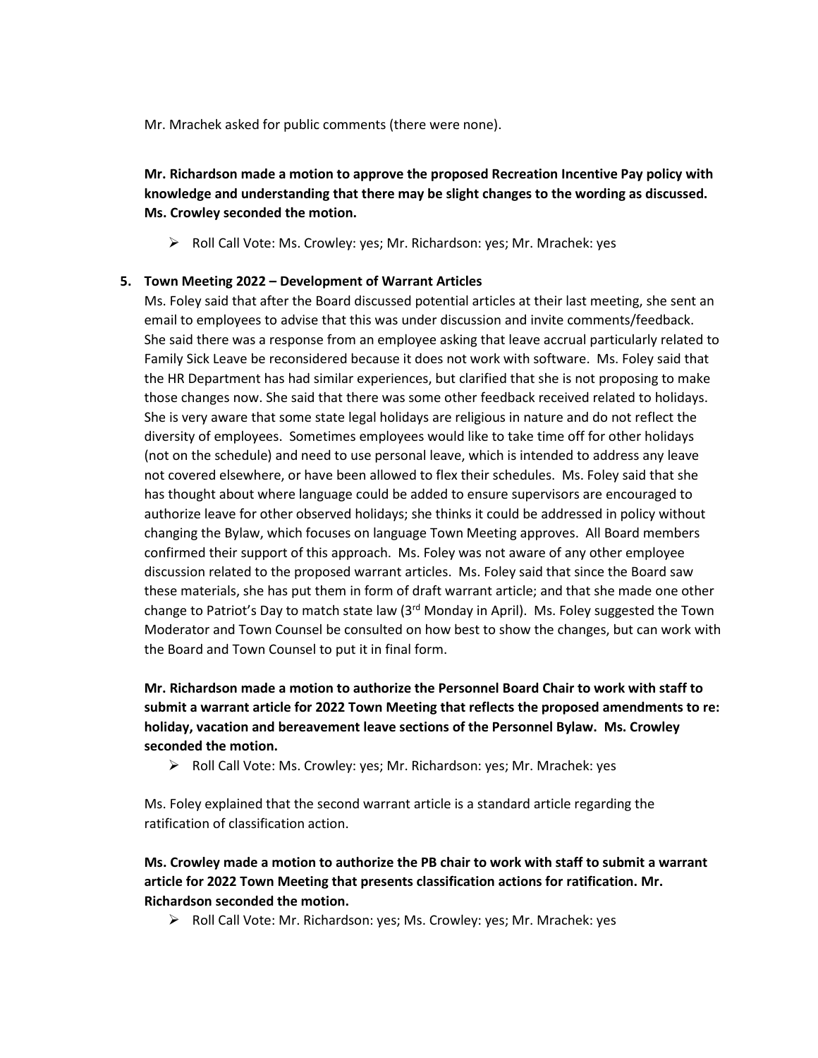Mr. Mrachek asked for public comments (there were none).

**Mr. Richardson made a motion to approve the proposed Recreation Incentive Pay policy with knowledge and understanding that there may be slight changes to the wording as discussed. Ms. Crowley seconded the motion.**

- Roll Call Vote: Ms. Crowley: yes; Mr. Richardson: yes; Mr. Mrachek: yes

**5. Town Meeting 2022 – Development of Warrant Articles**

Ms. Foley said that after the Board discussed potential articles at their last meeting, she sent an email to employees to advise that this was under discussion and invite comments/feedback. She said there was a response from an employee asking that leave accrual particularly related to Family Sick Leave be reconsidered because it does not work with software. Ms. Foley said that the HR Department has had similar experiences, but clarified that she is not proposing to make those changes now. She said that there was some other feedback received related to holidays. She is very aware that some state legal holidays are religious in nature and do not reflect the diversity of employees. Sometimes employees would like to take time off for other holidays (not on the schedule) and need to use personal leave, which is intended to address any leave not covered elsewhere, or have been allowed to flex their schedules. Ms. Foley said that she has thought about where language could be added to ensure supervisors are encouraged to authorize leave for other observed holidays; she thinks it could be addressed in policy without changing the Bylaw, which focuses on language Town Meeting approves. All Board members confirmed their support of this approach. Ms. Foley was not aware of any other employee discussion related to the proposed warrant articles. Ms. Foley said that since the Board saw these materials, she has put them in form of draft warrant article; and that she made one other change to Patriot's Day to match state law (3rd Monday in April). Ms. Foley suggested the Town Moderator and Town Counsel be consulted on how best to show the changes, but can work with the Board and Town Counsel to put it in final form.

**Mr. Richardson made a motion to authorize the Personnel Board Chair to work with staff to submit a warrant article for 2022 Town Meeting that reflects the proposed amendments to re: holiday, vacation and bereavement leave sections of the Personnel Bylaw. Ms. Crowley seconded the motion.**

- Roll Call Vote: Ms. Crowley: yes; Mr. Richardson: yes; Mr. Mrachek: yes

Ms. Foley explained that the second warrant article is a standard article regarding the ratification of classification action.

**Ms. Crowley made a motion to authorize the PB chair to work with staff to submit a warrant article for 2022 Town Meeting that presents classification actions for ratification. Mr. Richardson seconded the motion.**

- Roll Call Vote: Mr. Richardson: yes; Ms. Crowley: yes; Mr. Mrachek: yes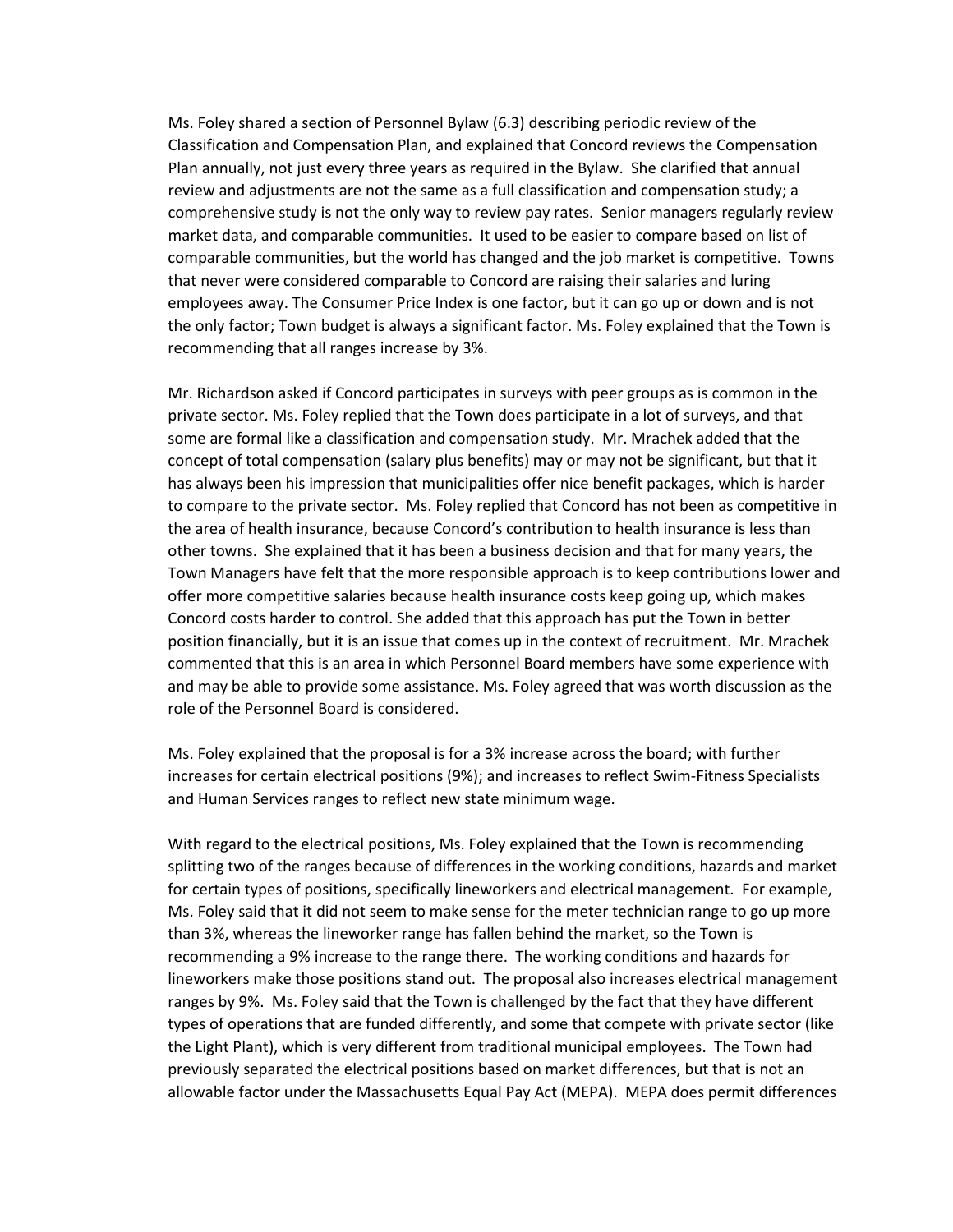Ms. Foley shared a section of Personnel Bylaw (6.3) describing periodic review of the Classification and Compensation Plan, and explained that Concord reviews the Compensation Plan annually, not just every three years as required in the Bylaw. She clarified that annual review and adjustments are not the same as a full classification and compensation study; a comprehensive study is not the only way to review pay rates. Senior managers regularly review market data, and comparable communities. It used to be easier to compare based on list of comparable communities, but the world has changed and the job market is competitive. Towns that never were considered comparable to Concord are raising their salaries and luring employees away. The Consumer Price Index is one factor, but it can go up or down and is not the only factor; Town budget is always a significant factor. Ms. Foley explained that the Town is recommending that all ranges increase by 3%.

Mr. Richardson asked if Concord participates in surveys with peer groups as is common in the private sector. Ms. Foley replied that the Town does participate in a lot of surveys, and that some are formal like a classification and compensation study. Mr. Mrachek added that the concept of total compensation (salary plus benefits) may or may not be significant, but that it has always been his impression that municipalities offer nice benefit packages, which is harder to compare to the private sector. Ms. Foley replied that Concord has not been as competitive in the area of health insurance, because Concord's contribution to health insurance is less than other towns. She explained that it has been a business decision and that for many years, the Town Managers have felt that the more responsible approach is to keep contributions lower and offer more competitive salaries because health insurance costs keep going up, which makes Concord costs harder to control. She added that this approach has put the Town in better position financially, but it is an issue that comes up in the context of recruitment. Mr. Mrachek commented that this is an area in which Personnel Board members have some experience with and may be able to provide some assistance. Ms. Foley agreed that was worth discussion as the role of the Personnel Board is considered.

Ms. Foley explained that the proposal is for a 3% increase across the board; with further increases for certain electrical positions (9%); and increases to reflect Swim-Fitness Specialists and Human Services ranges to reflect new state minimum wage.

With regard to the electrical positions, Ms. Foley explained that the Town is recommending splitting two of the ranges because of differences in the working conditions, hazards and market for certain types of positions, specifically lineworkers and electrical management. For example, Ms. Foley said that it did not seem to make sense for the meter technician range to go up more than 3%, whereas the lineworker range has fallen behind the market, so the Town is recommending a 9% increase to the range there. The working conditions and hazards for lineworkers make those positions stand out. The proposal also increases electrical management ranges by 9%. Ms. Foley said that the Town is challenged by the fact that they have different types of operations that are funded differently, and some that compete with private sector (like the Light Plant), which is very different from traditional municipal employees. The Town had previously separated the electrical positions based on market differences, but that is not an allowable factor under the Massachusetts Equal Pay Act (MEPA). MEPA does permit differences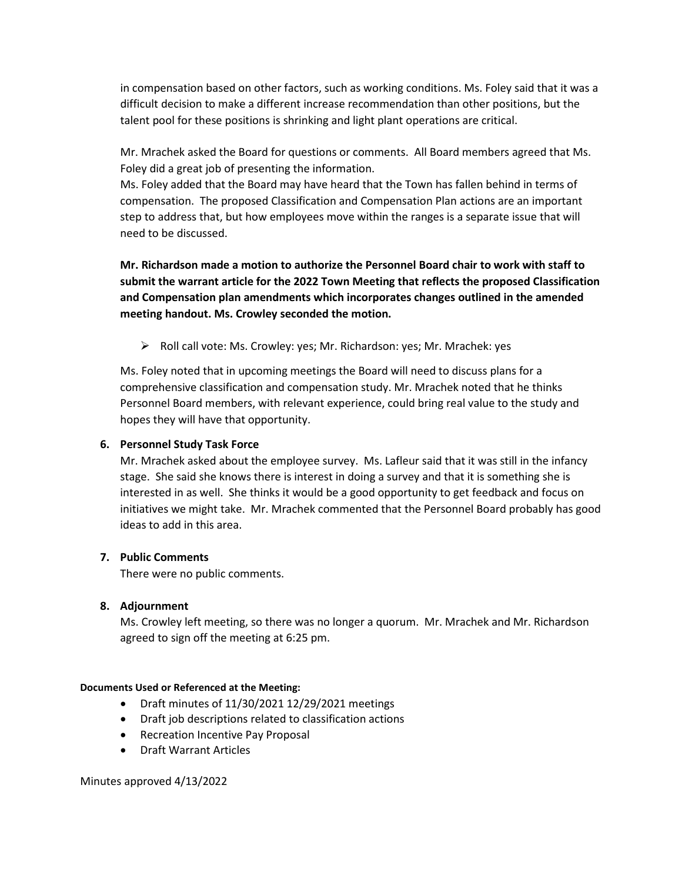in compensation based on other factors, such as working conditions. Ms. Foley said that it was a difficult decision to make a different increase recommendation than other positions, but the talent pool for these positions is shrinking and light plant operations are critical.

Mr. Mrachek asked the Board for questions or comments. All Board members agreed that Ms. Foley did a great job of presenting the information.
Ms. Foley added that the Board may have heard that the Town has fallen behind in terms of compensation. The proposed Classification and Compensation Plan actions are an important step to address that, but how employees move within the ranges is a separate issue that will need to be discussed.

**Mr. Richardson made a motion to authorize the Personnel Board chair to work with staff to submit the warrant article for the 2022 Town Meeting that reflects the proposed Classification and Compensation plan amendments which incorporates changes outlined in the amended meeting handout. Ms. Crowley seconded the motion.**

- Roll call vote: Ms. Crowley: yes; Mr. Richardson: yes; Mr. Mrachek: yes

Ms. Foley noted that in upcoming meetings the Board will need to discuss plans for a comprehensive classification and compensation study. Mr. Mrachek noted that he thinks Personnel Board members, with relevant experience, could bring real value to the study and hopes they will have that opportunity.

**6. Personnel Study Task Force**

Mr. Mrachek asked about the employee survey. Ms. Lafleur said that it was still in the infancy stage. She said she knows there is interest in doing a survey and that it is something she is interested in as well. She thinks it would be a good opportunity to get feedback and focus on initiatives we might take. Mr. Mrachek commented that the Personnel Board probably has good ideas to add in this area.

**7. Public Comments**

There were no public comments.

**8. Adjournment**

Ms. Crowley left meeting, so there was no longer a quorum. Mr. Mrachek and Mr. Richardson agreed to sign off the meeting at 6:25 pm.

**Documents Used or Referenced at the Meeting:**

- Draft minutes of 11/30/2021 12/29/2021 meetings
- Draft job descriptions related to classification actions
- Recreation Incentive Pay Proposal
- Draft Warrant Articles

Minutes approved 4/13/2022